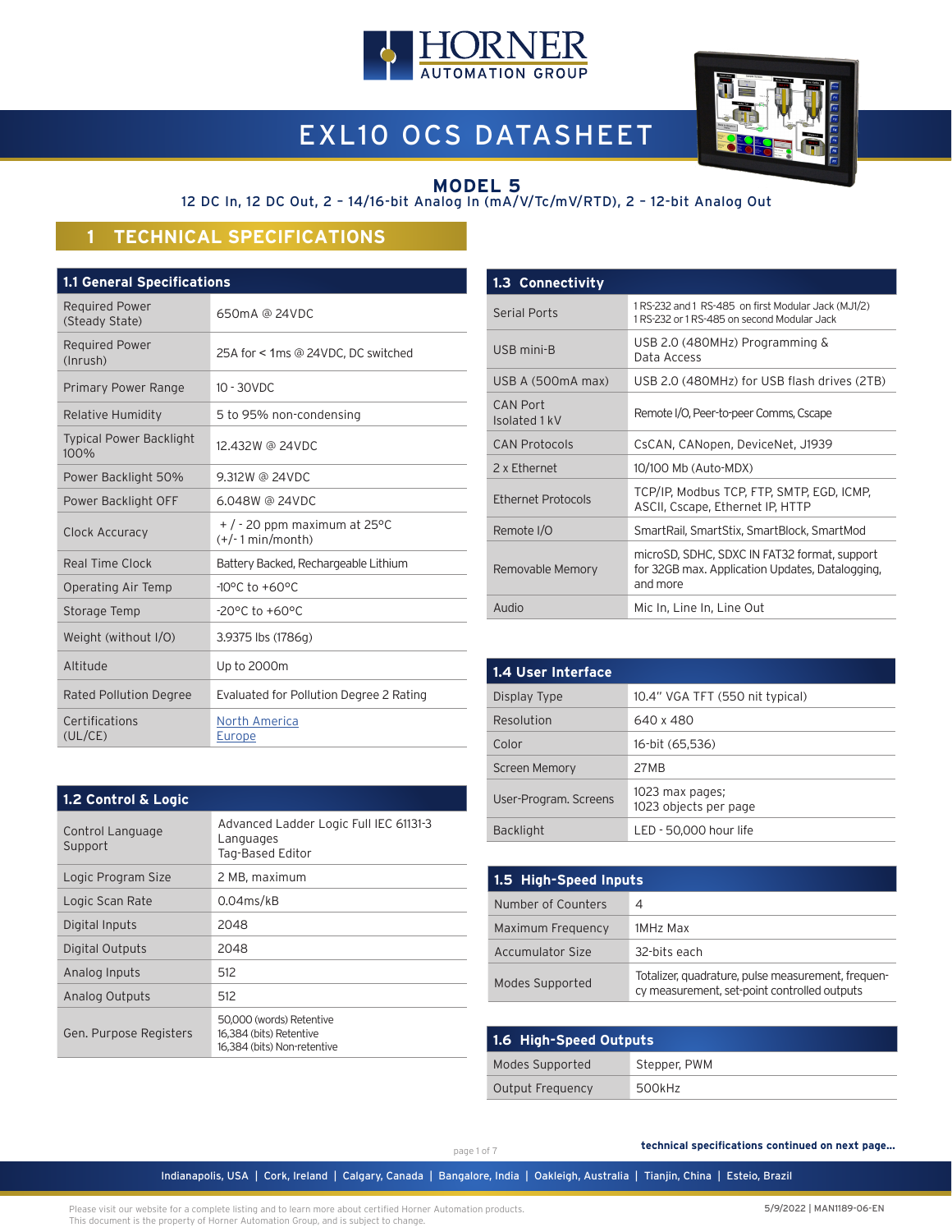# EXL10 OCS DATASHEET

## MODEL 5

12 DC In, 12 DC Out, 2 – 14/16-bit Analog In (mA/V/Tc/mV/RTD), 2 – 12-bit Analog Out

## 1 TECHNICAL SPECIFICATIONS

### 1.1 General Specifications

| | |
|---|---|
| Required Power (Steady State) | 650mA @ 24VDC |
| Required Power (Inrush) | 25A for < 1ms @ 24VDC, DC switched |
| Primary Power Range | 10 - 30VDC |
| Relative Humidity | 5 to 95% non-condensing |
| Typical Power Backlight 100% | 12.432W @ 24VDC |
| Power Backlight 50% | 9.312W @ 24VDC |
| Power Backlight OFF | 6.048W @ 24VDC |
| Clock Accuracy | + / - 20 ppm maximum at 25°C (+/- 1 min/month) |
| Real Time Clock | Battery Backed, Rechargeable Lithium |
| Operating Air Temp | -10°C to +60°C |
| Storage Temp | -20°C to +60°C |
| Weight (without I/O) | 3.9375 lbs (1786g) |
| Altitude | Up to 2000m |
| Rated Pollution Degree | Evaluated for Pollution Degree 2 Rating |
| Certifications (UL/CE) | North America<br>Europe |

### 1.2 Control & Logic

| | |
|---|---|
| Control Language Support | Advanced Ladder Logic Full IEC 61131-3 Languages<br>Tag-Based Editor |
| Logic Program Size | 2 MB, maximum |
| Logic Scan Rate | 0.04ms/kB |
| Digital Inputs | 2048 |
| Digital Outputs | 2048 |
| Analog Inputs | 512 |
| Analog Outputs | 512 |
| Gen. Purpose Registers | 50,000 (words) Retentive<br>16,384 (bits) Retentive<br>16,384 (bits) Non-retentive |

### 1.3 Connectivity

| | |
|---|---|
| Serial Ports | 1 RS-232 and 1 RS-485 on first Modular Jack (MJ1/2)<br>1 RS-232 or 1 RS-485 on second Modular Jack |
| USB mini-B | USB 2.0 (480MHz) Programming & Data Access |
| USB A (500mA max) | USB 2.0 (480MHz) for USB flash drives (2TB) |
| CAN Port Isolated 1 kV | Remote I/O, Peer-to-peer Comms, Cscape |
| CAN Protocols | CsCAN, CANopen, DeviceNet, J1939 |
| 2 x Ethernet | 10/100 Mb (Auto-MDX) |
| Ethernet Protocols | TCP/IP, Modbus TCP, FTP, SMTP, EGD, ICMP, ASCII, Cscape, Ethernet IP, HTTP |
| Remote I/O | SmartRail, SmartStix, SmartBlock, SmartMod |
| Removable Memory | microSD, SDHC, SDXC IN FAT32 format, support for 32GB max. Application Updates, Datalogging, and more |
| Audio | Mic In, Line In, Line Out |

### 1.4 User Interface

| | |
|---|---|
| Display Type | 10.4" VGA TFT (550 nit typical) |
| Resolution | 640 x 480 |
| Color | 16-bit (65,536) |
| Screen Memory | 27MB |
| User-Program. Screens | 1023 max pages;<br>1023 objects per page |
| Backlight | LED - 50,000 hour life |

### 1.5 High-Speed Inputs

| | |
|---|---|
| Number of Counters | 4 |
| Maximum Frequency | 1MHz Max |
| Accumulator Size | 32-bits each |
| Modes Supported | Totalizer, quadrature, pulse measurement, frequency measurement, set-point controlled outputs |

### 1.6 High-Speed Outputs

| | |
|---|---|
| Modes Supported | Stepper, PWM |
| Output Frequency | 500kHz |

**technical specifications continued on next page...**

Indianapolis, USA | Cork, Ireland | Calgary, Canada | Bangalore, India | Oakleigh, Australia | Tianjin, China | Esteio, Brazil

Please visit our website for a complete listing and to learn more about certified Horner Automation products.
This document is the property of Horner Automation Group, and is subject to change.

5/9/2022 | MAN1189-06-EN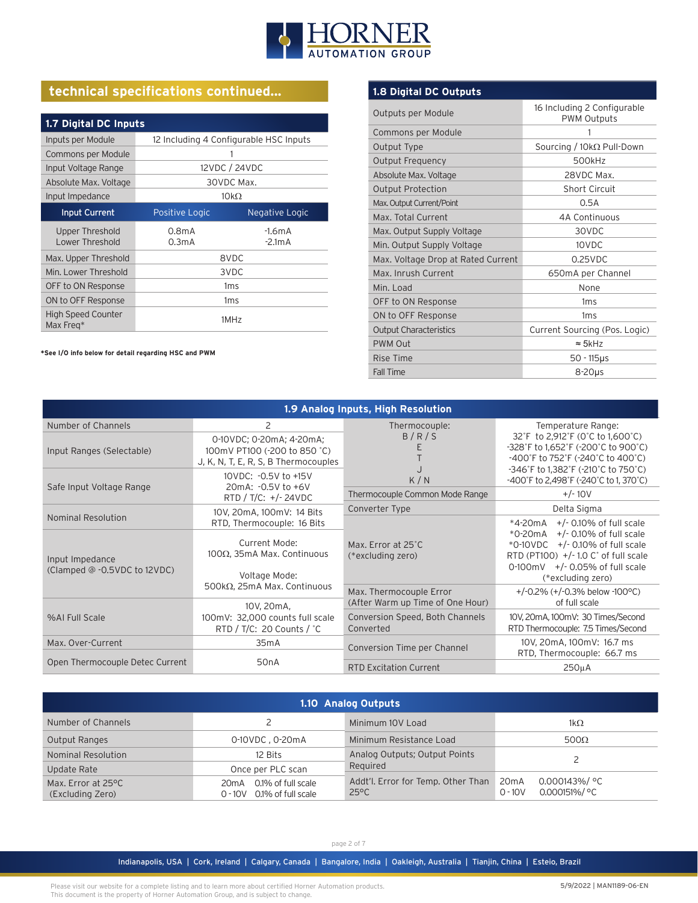## technical specifications continued...

### 1.7 Digital DC Inputs

| | | |
|---|---|---|
| Inputs per Module | 12 Including 4 Configurable HSC Inputs | |
| Commons per Module | 1 | |
| Input Voltage Range | 12VDC / 24VDC | |
| Absolute Max. Voltage | 30VDC Max. | |
| Input Impedance | 10kΩ | |
| **Input Current** | **Positive Logic** | **Negative Logic** |
| Upper Threshold<br>Lower Threshold | 0.8mA<br>0.3mA | -1.6mA<br>-2.1mA |
| Max. Upper Threshold | 8VDC | |
| Min. Lower Threshold | 3VDC | |
| OFF to ON Response | 1ms | |
| ON to OFF Response | 1ms | |
| High Speed Counter Max Freq* | 1MHz | |

***See I/O info below for detail regarding HSC and PWM**

### 1.8 Digital DC Outputs

| | |
|---|---|
| Outputs per Module | 16 Including 2 Configurable PWM Outputs |
| Commons per Module | 1 |
| Output Type | Sourcing / 10kΩ Pull-Down |
| Output Frequency | 500kHz |
| Absolute Max. Voltage | 28VDC Max. |
| Output Protection | Short Circuit |
| Max. Output Current/Point | 0.5A |
| Max. Total Current | 4A Continuous |
| Max. Output Supply Voltage | 30VDC |
| Min. Output Supply Voltage | 10VDC |
| Max. Voltage Drop at Rated Current | 0.25VDC |
| Max. Inrush Current | 650mA per Channel |
| Min. Load | None |
| OFF to ON Response | 1ms |
| ON to OFF Response | 1ms |
| Output Characteristics | Current Sourcing (Pos. Logic) |
| PWM Out | ≈ 5kHz |
| Rise Time | 50 - 115µs |
| Fall Time | 8-20µs |

### 1.9 Analog Inputs, High Resolution

| | | | |
|---|---|---|---|
| Number of Channels | 2 | Thermocouple:<br>B / R / S<br>E<br>T<br>J<br>K / N | Temperature Range:<br>32˚F to 2,912˚F (0˚C to 1,600˚C)<br>-328˚F to 1,652˚F (-200˚C to 900˚C)<br>-400˚F to 752˚F (-240˚C to 400˚C)<br>-346˚F to 1,382˚F (-210˚C to 750˚C)<br>-400˚F to 2,498˚F (-240˚C to 1, 370˚C) |
| Input Ranges (Selectable) | 0-10VDC; 0-20mA; 4-20mA;<br>100mV PT100 (-200 to 850 ˚C)<br>J, K, N, T, E, R, S, B Thermocouples | | |
| Safe Input Voltage Range | 10VDC: -0.5V to +15V<br>20mA: -0.5V to +6V<br>RTD / T/C: +/- 24VDC | Thermocouple Common Mode Range | +/- 10V |
| Nominal Resolution | 10V, 20mA, 100mV: 14 Bits<br>RTD, Thermocouple: 16 Bits | Converter Type | Delta Sigma |
| Input Impedance<br>(Clamped @ -0.5VDC to 12VDC) | Current Mode:<br>100Ω, 35mA Max. Continuous<br><br>Voltage Mode:<br>500kΩ, 25mA Max. Continuous | Max. Error at 25˚C<br>(*excluding zero) | *4-20mA +/- 0.10% of full scale<br>*0-20mA +/- 0.10% of full scale<br>*0-10VDC +/- 0.10% of full scale<br>RTD (PT100) +/- 1.0 C˚ of full scale<br>0-100mV +/- 0.05% of full scale<br>(*excluding zero) |
| | | Max. Thermocouple Error<br>(After Warm up Time of One Hour) | +/-0.2% (+/-0.3% below -100ºC)<br>of full scale |
| %AI Full Scale | 10V, 20mA,<br>100mV: 32,000 counts full scale<br>RTD / T/C: 20 Counts / ˚C | Conversion Speed, Both Channels Converted | 10V, 20mA, 100mV: 30 Times/Second<br>RTD Thermocouple: 7.5 Times/Second |
| Max. Over-Current | 35mA | Conversion Time per Channel | 10V, 20mA, 100mV: 16.7 ms<br>RTD, Thermocouple: 66.7 ms |
| Open Thermocouple Detec Current | 50nA | RTD Excitation Current | 250µA |

### 1.10 Analog Outputs

| | | | |
|---|---|---|---|
| Number of Channels | 2 | Minimum 10V Load | 1kΩ |
| Output Ranges | 0-10VDC , 0-20mA | Minimum Resistance Load | 500Ω |
| Nominal Resolution | 12 Bits | Analog Outputs; Output Points Required | 2 |
| Update Rate | Once per PLC scan | | |
| Max. Error at 25ºC<br>(Excluding Zero) | 20mA 0.1% of full scale<br>0 - 10V 0.1% of full scale | Addt'l. Error for Temp. Other Than 25ºC | 20mA 0.000143%/ ºC<br>0 - 10V 0.000151%/ ºC |

Indianapolis, USA | Cork, Ireland | Calgary, Canada | Bangalore, India | Oakleigh, Australia | Tianjin, China | Esteio, Brazil

Please visit our website for a complete listing and to learn more about certified Horner Automation products.
This document is the property of Horner Automation Group, and is subject to change.

5/9/2022 | MAN1189-06-EN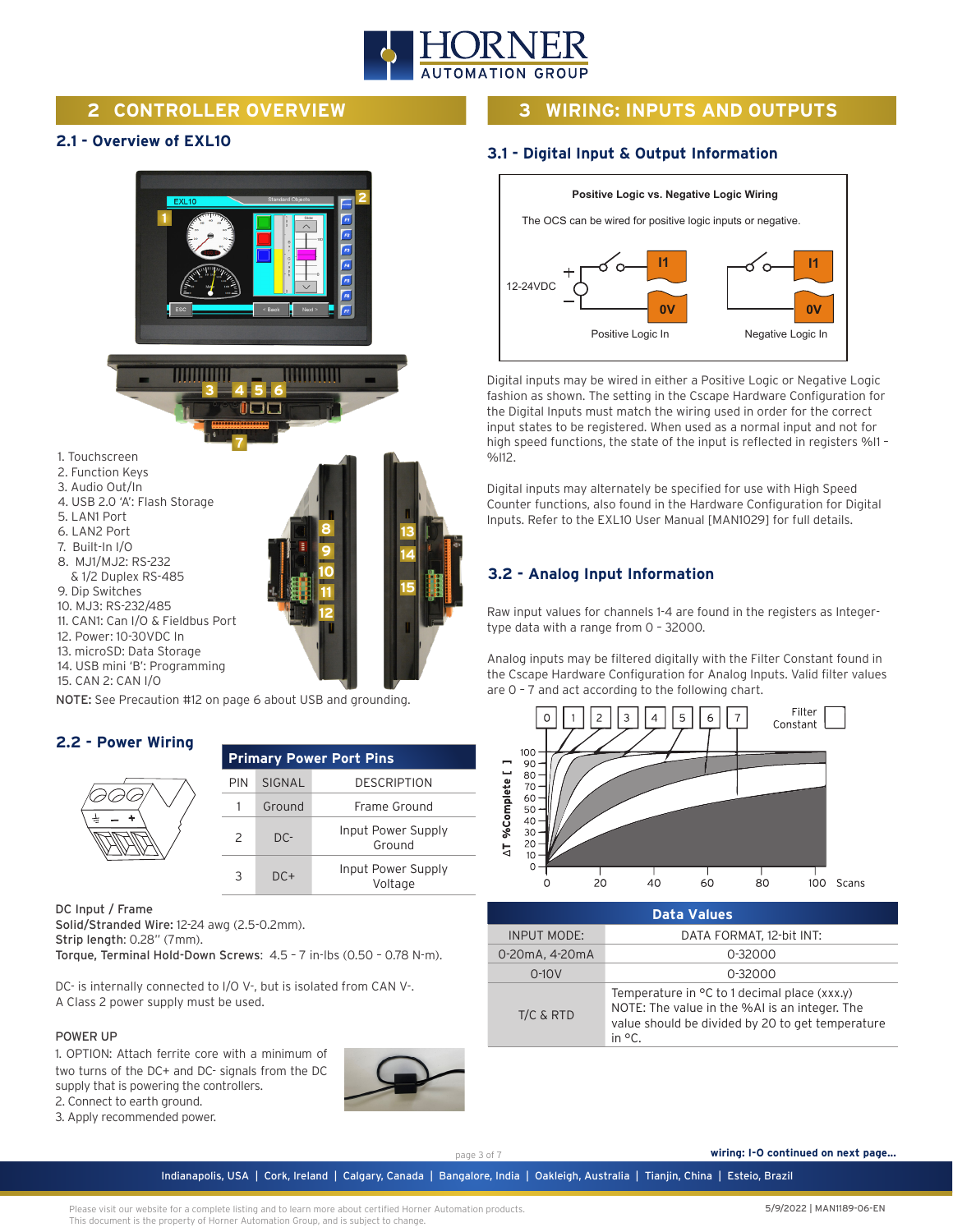# 2 CONTROLLER OVERVIEW

## 2.1 - Overview of EXL10

1. Touchscreen
2. Function Keys
3. Audio Out/In
4. USB 2.0 'A': Flash Storage
5. LAN1 Port
6. LAN2 Port
7. Built-In I/O
8. MJ1/MJ2: RS-232
   & 1/2 Duplex RS-485
9. Dip Switches
10. MJ3: RS-232/485
11. CAN1: Can I/O & Fieldbus Port
12. Power: 10-30VDC In
13. microSD: Data Storage
14. USB mini 'B': Programming
15. CAN 2: CAN I/O

NOTE: See Precaution #12 on page 6 about USB and grounding.

## 2.2 - Power Wiring

**Primary Power Port Pins**

| PIN | SIGNAL | DESCRIPTION |
|---|---|---|
| 1 | Ground | Frame Ground |
| 2 | DC- | Input Power Supply Ground |
| 3 | DC+ | Input Power Supply Voltage |

DC Input / Frame
**Solid/Stranded Wire:** 12-24 awg (2.5-0.2mm).
**Strip length:** 0.28" (7mm).
**Torque, Terminal Hold-Down Screws**: 4.5 – 7 in-lbs (0.50 – 0.78 N-m).

DC- is internally connected to I/O V-, but is isolated from CAN V-.
A Class 2 power supply must be used.

POWER UP
1. OPTION: Attach ferrite core with a minimum of two turns of the DC+ and DC- signals from the DC supply that is powering the controllers.
2. Connect to earth ground.
3. Apply recommended power.

# 3 WIRING: INPUTS AND OUTPUTS

## 3.1 - Digital Input & Output Information

**Positive Logic vs. Negative Logic Wiring**

The OCS can be wired for positive logic inputs or negative.

12-24VDC
I1
0V
Positive Logic In
I1
0V
Negative Logic In

Digital inputs may be wired in either a Positive Logic or Negative Logic fashion as shown. The setting in the Cscape Hardware Configuration for the Digital Inputs must match the wiring used in order for the correct input states to be registered. When used as a normal input and not for high speed functions, the state of the input is reflected in registers %I1 - %I12.

Digital inputs may alternately be specified for use with High Speed Counter functions, also found in the Hardware Configuration for Digital Inputs. Refer to the EXL10 User Manual [MAN1029] for full details.

## 3.2 - Analog Input Information

Raw input values for channels 1-4 are found in the registers as Integer-type data with a range from 0 - 32000.

Analog inputs may be filtered digitally with the Filter Constant found in the Cscape Hardware Configuration for Analog Inputs. Valid filter values are 0 - 7 and act according to the following chart.

0 1 2 3 4 5 6 7
Filter Constant
ΔT %Complete [ ]
100 90 80 70 60 50 40 30 20 10 0
0 20 40 60 80 100 Scans

**Data Values**

| INPUT MODE: | DATA FORMAT, 12-bit INT: |
|---|---|
| 0-20mA, 4-20mA | 0-32000 |
| 0-10V | 0-32000 |
| T/C & RTD | Temperature in °C to 1 decimal place (xxx.y) NOTE: The value in the %AI is an integer. The value should be divided by 20 to get temperature in °C. |

wiring: I-O continued on next page...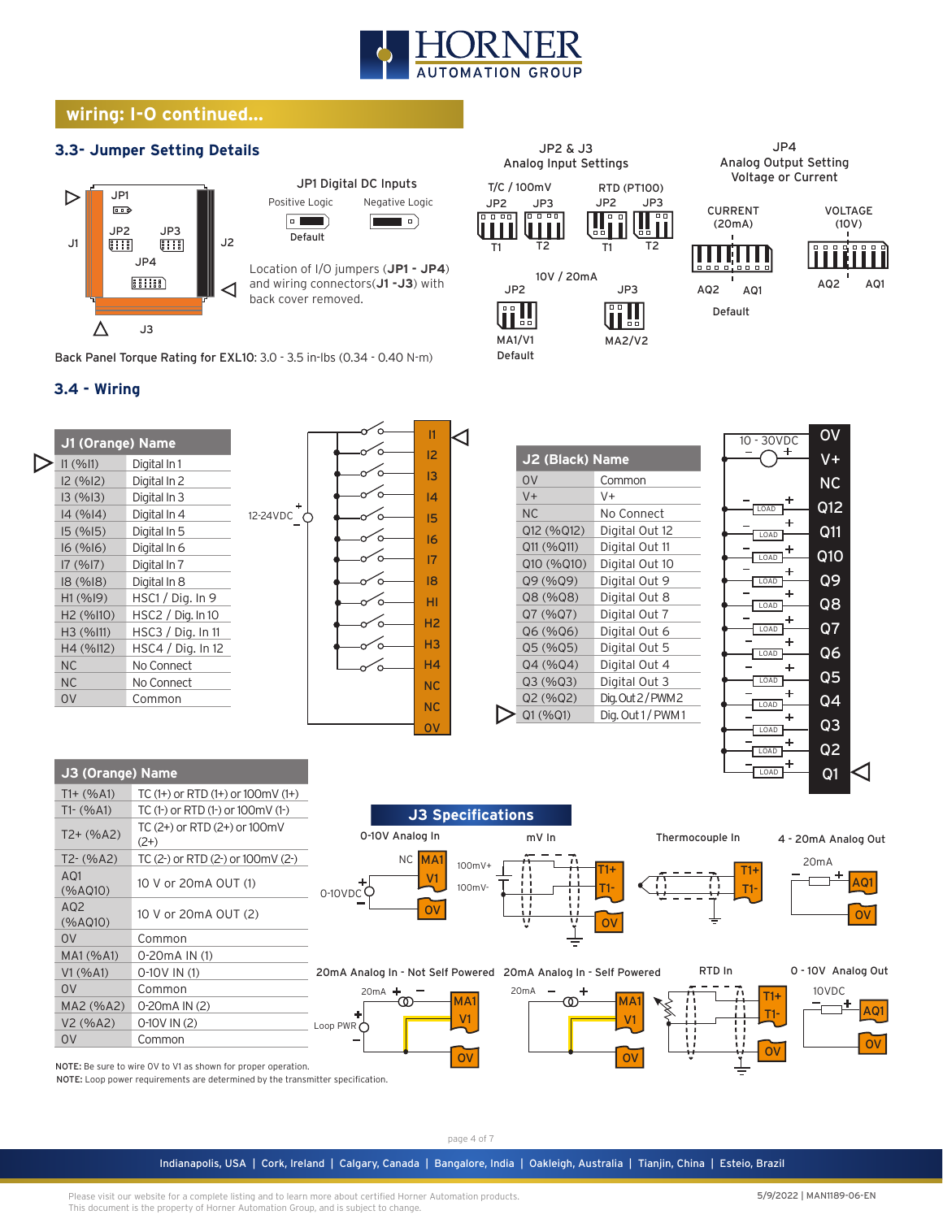## wiring: I-O continued...

### 3.3- Jumper Setting Details

JP1
JP2 JP3
J1 J2
JP4
J3

JP1 Digital DC Inputs

Positive Logic Negative Logic

Default

Location of I/O jumpers (**JP1 - JP4**) and wiring connectors(**J1 -J3**) with back cover removed.

JP2 & J3
Analog Input Settings

T/C / 100mV
JP2 JP3
T1 T2

RTD (PT100)
JP2 JP3
T1 T2

10V / 20mA
JP2 JP3
MA1/V1 MA2/V2
Default

JP4
Analog Output Setting
Voltage or Current

CURRENT (20mA)
AQ2 AQ1
Default

VOLTAGE (10V)
AQ2 AQ1

Back Panel Torque Rating for EXL10: 3.0 - 3.5 in-lbs (0.34 - 0.40 N-m)

### 3.4 - Wiring

| J1 (Orange) Name | |
|---|---|
| I1 (%I1) | Digital In 1 |
| I2 (%I2) | Digital In 2 |
| I3 (%I3) | Digital In 3 |
| I4 (%I4) | Digital In 4 |
| I5 (%I5) | Digital In 5 |
| I6 (%I6) | Digital In 6 |
| I7 (%I7) | Digital In 7 |
| I8 (%I8) | Digital In 8 |
| H1 (%I9) | HSC1 / Dig. In 9 |
| H2 (%I10) | HSC2 / Dig. In 10 |
| H3 (%I11) | HSC3 / Dig. In 11 |
| H4 (%I12) | HSC4 / Dig. In 12 |
| NC | No Connect |
| NC | No Connect |
| 0V | Common |

12-24VDC

I1 I2 I3 I4 I5 I6 I7 I8 H1 H2 H3 H4 NC NC 0V

| J2 (Black) Name | |
|---|---|
| 0V | Common |
| V+ | V+ |
| NC | No Connect |
| Q12 (%Q12) | Digital Out 12 |
| Q11 (%Q11) | Digital Out 11 |
| Q10 (%Q10) | Digital Out 10 |
| Q9 (%Q9) | Digital Out 9 |
| Q8 (%Q8) | Digital Out 8 |
| Q7 (%Q7) | Digital Out 7 |
| Q6 (%Q6) | Digital Out 6 |
| Q5 (%Q5) | Digital Out 5 |
| Q4 (%Q4) | Digital Out 4 |
| Q3 (%Q3) | Digital Out 3 |
| Q2 (%Q2) | Dig. Out 2 / PWM2 |
| Q1 (%Q1) | Dig. Out 1 / PWM1 |

10 - 30VDC

0V V+ NC Q12 Q11 Q10 Q9 Q8 Q7 Q6 Q5 Q4 Q3 Q2 Q1

LOAD

| J3 (Orange) Name | |
|---|---|
| T1+ (%A1) | TC (1+) or RTD (1+) or 100mV (1+) |
| T1- (%A1) | TC (1-) or RTD (1-) or 100mV (1-) |
| T2+ (%A2) | TC (2+) or RTD (2+) or 100mV (2+) |
| T2- (%A2) | TC (2-) or RTD (2-) or 100mV (2-) |
| AQ1 (%AQ10) | 10 V or 20mA OUT (1) |
| AQ2 (%AQ10) | 10 V or 20mA OUT (2) |
| 0V | Common |
| MA1 (%A1) | 0-20mA IN (1) |
| V1 (%A1) | 0-10V IN (1) |
| 0V | Common |
| MA2 (%A2) | 0-20mA IN (2) |
| V2 (%A2) | 0-10V IN (2) |
| 0V | Common |

**J3 Specifications**

0-10V Analog In: NC, MA1, V1, 0V, 0-10VDC

mV In: 100mV+, 100mV-, T1+, T1-, 0V

Thermocouple In: T1+, T1-

4 - 20mA Analog Out: 20mA, AQ1, 0V

20mA Analog In - Not Self Powered: 20mA, Loop PWR, MA1, V1, 0V

20mA Analog In - Self Powered: 20mA, MA1, V1, 0V

RTD In: T1+, T1-, 0V

0 - 10V Analog Out: 10VDC, AQ1, 0V

NOTE: Be sure to wire 0V to V1 as shown for proper operation.
NOTE: Loop power requirements are determined by the transmitter specification.

Indianapolis, USA | Cork, Ireland | Calgary, Canada | Bangalore, India | Oakleigh, Australia | Tianjin, China | Esteio, Brazil

Please visit our website for a complete listing and to learn more about certified Horner Automation products.
This document is the property of Horner Automation Group, and is subject to change.

5/9/2022 | MAN1189-06-EN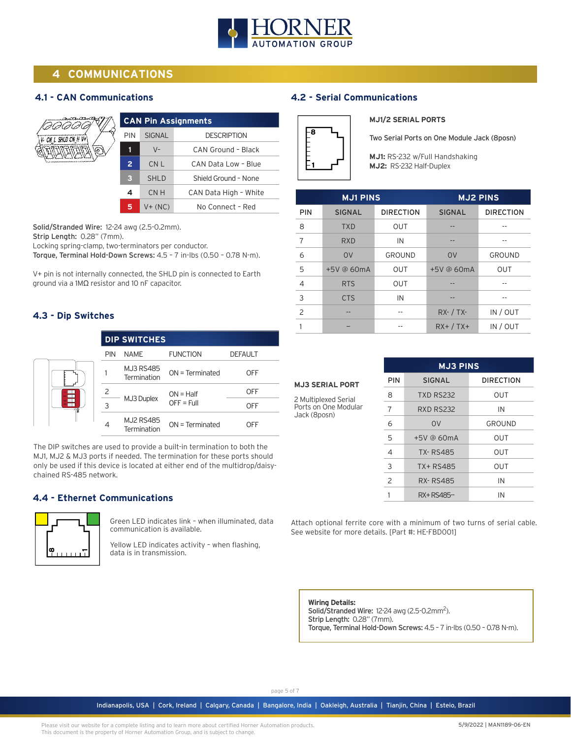# 4 COMMUNICATIONS

## 4.1 - CAN Communications

| CAN Pin Assignments | | |
|---|---|---|
| PIN | SIGNAL | DESCRIPTION |
| 1 | V- | CAN Ground - Black |
| 2 | CN L | CAN Data Low - Blue |
| 3 | SHLD | Shield Ground - None |
| 4 | CN H | CAN Data High - White |
| 5 | V+ (NC) | No Connect - Red |

**Solid/Stranded Wire:** 12-24 awg (2.5-0.2mm).
**Strip Length:** 0.28" (7mm).
Locking spring-clamp, two-terminators per conductor.
**Torque, Terminal Hold-Down Screws:** 4.5 - 7 in-lbs (0.50 - 0.78 N-m).

V+ pin is not internally connected, the SHLD pin is connected to Earth ground via a 1MΩ resistor and 10 nF capacitor.

## 4.3 - Dip Switches

| DIP SWITCHES | | | |
|---|---|---|---|
| PIN | NAME | FUNCTION | DEFAULT |
| 1 | MJ3 RS485 Termination | ON = Terminated | OFF |
| 2 | MJ3 Duplex | ON = Half OFF = Full | OFF |
| 3 | | | OFF |
| 4 | MJ2 RS485 Termination | ON = Terminated | OFF |

The DIP switches are used to provide a built-in termination to both the MJ1, MJ2 & MJ3 ports if needed. The termination for these ports should only be used if this device is located at either end of the multidrop/daisy-chained RS-485 network.

## 4.4 - Ethernet Communications

Green LED indicates link – when illuminated, data communication is available.

Yellow LED indicates activity – when flashing, data is in transmission.

## 4.2 - Serial Communications

**MJ1/2 SERIAL PORTS**

Two Serial Ports on One Module Jack (8posn)

**MJ1:** RS-232 w/Full Handshaking
**MJ2:** RS-232 Half-Duplex

| | MJ1 PINS | | MJ2 PINS | |
|---|---|---|---|---|
| PIN | SIGNAL | DIRECTION | SIGNAL | DIRECTION |
| 8 | TXD | OUT | -- | -- |
| 7 | RXD | IN | -- | -- |
| 6 | 0V | GROUND | 0V | GROUND |
| 5 | +5V @ 60mA | OUT | +5V @ 60mA | OUT |
| 4 | RTS | OUT | -- | -- |
| 3 | CTS | IN | -- | -- |
| 2 | -- | -- | RX- / TX- | IN / OUT |
| 1 | -- | -- | RX+ / TX+ | IN / OUT |

**MJ3 SERIAL PORT**

2 Multiplexed Serial Ports on One Modular Jack (8posn)

| MJ3 PINS | | |
|---|---|---|
| PIN | SIGNAL | DIRECTION |
| 8 | TXD RS232 | OUT |
| 7 | RXD RS232 | IN |
| 6 | 0V | GROUND |
| 5 | +5V @ 60mA | OUT |
| 4 | TX- RS485 | OUT |
| 3 | TX+ RS485 | OUT |
| 2 | RX- RS485 | IN |
| 1 | RX+ RS485– | IN |

Attach optional ferrite core with a minimum of two turns of serial cable. See website for more details. [Part #: HE-FBD001]

**Wiring Details:**
**Solid/Stranded Wire:** 12-24 awg (2.5-0.2mm$^2$).
**Strip Length:** 0.28" (7mm).
**Torque, Terminal Hold-Down Screws:** 4.5 - 7 in-lbs (0.50 - 0.78 N-m).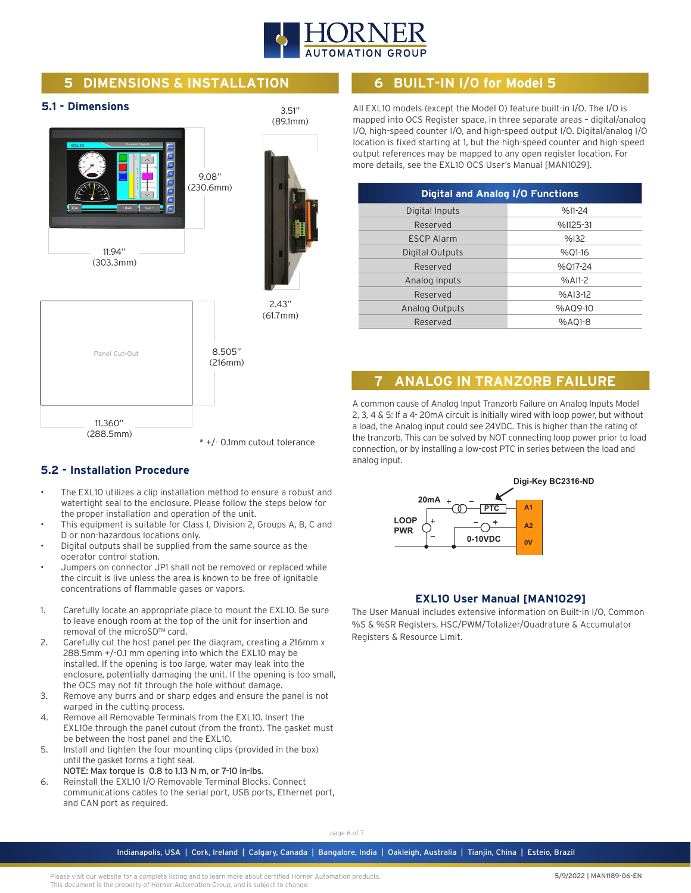## 5 DIMENSIONS & INSTALLATION

### 5.1 - Dimensions

3.51"
(89.1mm)

9.08"
(230.6mm)

11.94"
(303.3mm)

2.43"
(61.7mm)

Panel Cut-Out

8.505"
(216mm)

11.360"
(288.5mm)

* +/- 0.1mm cutout tolerance

### 5.2 - Installation Procedure

- The EXL10 utilizes a clip installation method to ensure a robust and watertight seal to the enclosure. Please follow the steps below for the proper installation and operation of the unit.
- This equipment is suitable for Class I, Division 2, Groups A, B, C and D or non-hazardous locations only.
- Digital outputs shall be supplied from the same source as the operator control station.
- Jumpers on connector JP1 shall not be removed or replaced while the circuit is live unless the area is known to be free of ignitable concentrations of flammable gases or vapors.

1. Carefully locate an appropriate place to mount the EXL10. Be sure to leave enough room at the top of the unit for insertion and removal of the microSD™ card.
2. Carefully cut the host panel per the diagram, creating a 216mm x 288.5mm +/-0.1 mm opening into which the EXL10 may be installed. If the opening is too large, water may leak into the enclosure, potentially damaging the unit. If the opening is too small, the OCS may not fit through the hole without damage.
3. Remove any burrs and or sharp edges and ensure the panel is not warped in the cutting process.
4. Remove all Removable Terminals from the EXL10. Insert the EXL10e through the panel cutout (from the front). The gasket must be between the host panel and the EXL10.
5. Install and tighten the four mounting clips (provided in the box) until the gasket forms a tight seal.
   NOTE: Max torque is 0.8 to 1.13 N m, or 7-10 in-lbs.
6. Reinstall the EXL10 I/O Removable Terminal Blocks. Connect communications cables to the serial port, USB ports, Ethernet port, and CAN port as required.

## 6 BUILT-IN I/O for Model 5

All EXL10 models (except the Model 0) feature built-in I/O. The I/O is mapped into OCS Register space, in three separate areas - digital/analog I/O, high-speed counter I/O, and high-speed output I/O. Digital/analog I/O location is fixed starting at 1, but the high-speed counter and high-speed output references may be mapped to any open register location. For more details, see the EXL10 OCS User's Manual [MAN1029].

| Digital and Analog I/O Functions | |
|---|---|
| Digital Inputs | %I1-24 |
| Reserved | %I125-31 |
| ESCP Alarm | %I32 |
| Digital Outputs | %Q1-16 |
| Reserved | %Q17-24 |
| Analog Inputs | %AI1-2 |
| Reserved | %AI3-12 |
| Analog Outputs | %AQ9-10 |
| Reserved | %AQ1-8 |

## 7 ANALOG IN TRANZORB FAILURE

A common cause of Analog Input Tranzorb Failure on Analog Inputs Model 2, 3, 4 & 5: If a 4- 20mA circuit is initially wired with loop power, but without a load, the Analog input could see 24VDC. This is higher than the rating of the tranzorb. This can be solved by NOT connecting loop power prior to load connection, or by installing a low-cost PTC in series between the load and analog input.

Digi-Key BC2316-ND
20mA
PTC
LOOP PWR
0-10VDC
A1
A2
0V

### EXL10 User Manual [MAN1029]

The User Manual includes extensive information on Built-in I/O, Common %S & %SR Registers, HSC/PWM/Totalizer/Quadrature & Accumulator Registers & Resource Limit.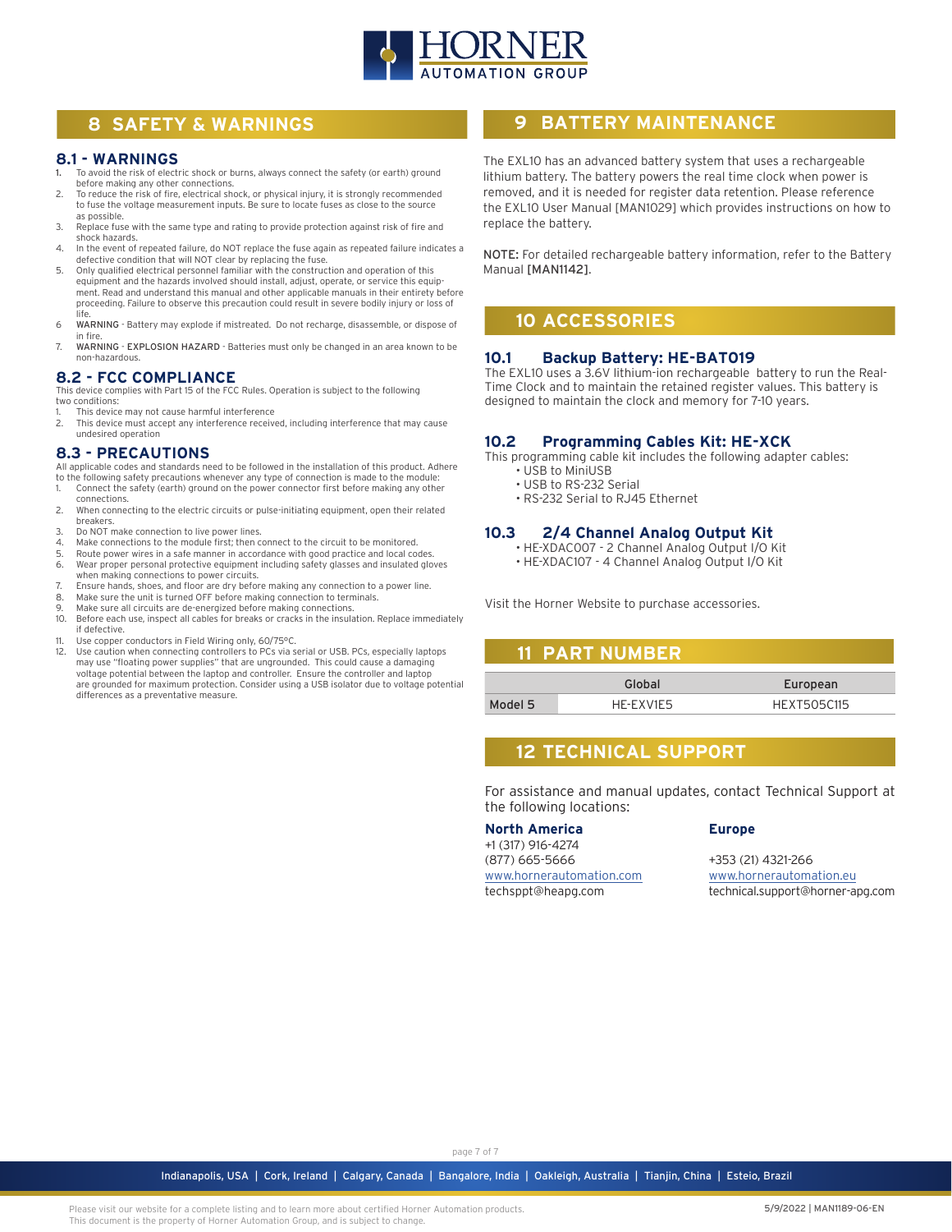## 8 SAFETY & WARNINGS

### 8.1 - WARNINGS

1. To avoid the risk of electric shock or burns, always connect the safety (or earth) ground before making any other connections.
2. To reduce the risk of fire, electrical shock, or physical injury, it is strongly recommended to fuse the voltage measurement inputs. Be sure to locate fuses as close to the source as possible.
3. Replace fuse with the same type and rating to provide protection against risk of fire and shock hazards.
4. In the event of repeated failure, do NOT replace the fuse again as repeated failure indicates a defective condition that will NOT clear by replacing the fuse.
5. Only qualified electrical personnel familiar with the construction and operation of this equipment and the hazards involved should install, adjust, operate, or service this equipment. Read and understand this manual and other applicable manuals in their entirety before proceeding. Failure to observe this precaution could result in severe bodily injury or loss of life.
6. WARNING - Battery may explode if mistreated. Do not recharge, disassemble, or dispose of in fire.
7. WARNING - EXPLOSION HAZARD - Batteries must only be changed in an area known to be non-hazardous.

### 8.2 - FCC COMPLIANCE

This device complies with Part 15 of the FCC Rules. Operation is subject to the following two conditions:

1. This device may not cause harmful interference
2. This device must accept any interference received, including interference that may cause undesired operation

### 8.3 - PRECAUTIONS

All applicable codes and standards need to be followed in the installation of this product. Adhere to the following safety precautions whenever any type of connection is made to the module:

1. Connect the safety (earth) ground on the power connector first before making any other connections.
2. When connecting to the electric circuits or pulse-initiating equipment, open their related breakers.
3. Do NOT make connection to live power lines.
4. Make connections to the module first; then connect to the circuit to be monitored.
5. Route power wires in a safe manner in accordance with good practice and local codes.
6. Wear proper personal protective equipment including safety glasses and insulated gloves when making connections to power circuits.
7. Ensure hands, shoes, and floor are dry before making any connection to a power line.
8. Make sure the unit is turned OFF before making connection to terminals.
9. Make sure all circuits are de-energized before making connections.
10. Before each use, inspect all cables for breaks or cracks in the insulation. Replace immediately if defective.
11. Use copper conductors in Field Wiring only, 60/75°C.
12. Use caution when connecting controllers to PCs via serial or USB. PCs, especially laptops may use "floating power supplies" that are ungrounded. This could cause a damaging voltage potential between the laptop and controller. Ensure the controller and laptop are grounded for maximum protection. Consider using a USB isolator due to voltage potential differences as a preventative measure.

## 9 BATTERY MAINTENANCE

The EXL10 has an advanced battery system that uses a rechargeable lithium battery. The battery powers the real time clock when power is removed, and it is needed for register data retention. Please reference the EXL10 User Manual [MAN1029] which provides instructions on how to replace the battery.

NOTE: For detailed rechargeable battery information, refer to the Battery Manual **[MAN1142]**.

## 10 ACCESSORIES

### 10.1 Backup Battery: HE-BAT019

The EXL10 uses a 3.6V lithium-ion rechargeable battery to run the Real-Time Clock and to maintain the retained register values. This battery is designed to maintain the clock and memory for 7-10 years.

### 10.2 Programming Cables Kit: HE-XCK

This programming cable kit includes the following adapter cables:

- USB to MiniUSB
- USB to RS-232 Serial
- RS-232 Serial to RJ45 Ethernet

### 10.3 2/4 Channel Analog Output Kit

- HE-XDAC007 - 2 Channel Analog Output I/O Kit
- HE-XDAC107 - 4 Channel Analog Output I/O Kit

Visit the Horner Website to purchase accessories.

## 11 PART NUMBER

| | Global | European |
|---|---|---|
| Model 5 | HE-EXV1E5 | HEXT505C115 |

## 12 TECHNICAL SUPPORT

For assistance and manual updates, contact Technical Support at the following locations:

**North America**

+1 (317) 916-4274
(877) 665-5666
www.hornerautomation.com
techsppt@heapg.com

**Europe**

+353 (21) 4321-266
www.hornerautomation.eu
technical.support@horner-apg.com

Indianapolis, USA | Cork, Ireland | Calgary, Canada | Bangalore, India | Oakleigh, Australia | Tianjin, China | Esteio, Brazil

Please visit our website for a complete listing and to learn more about certified Horner Automation products.
This document is the property of Horner Automation Group, and is subject to change.

5/9/2022 | MAN1189-06-EN